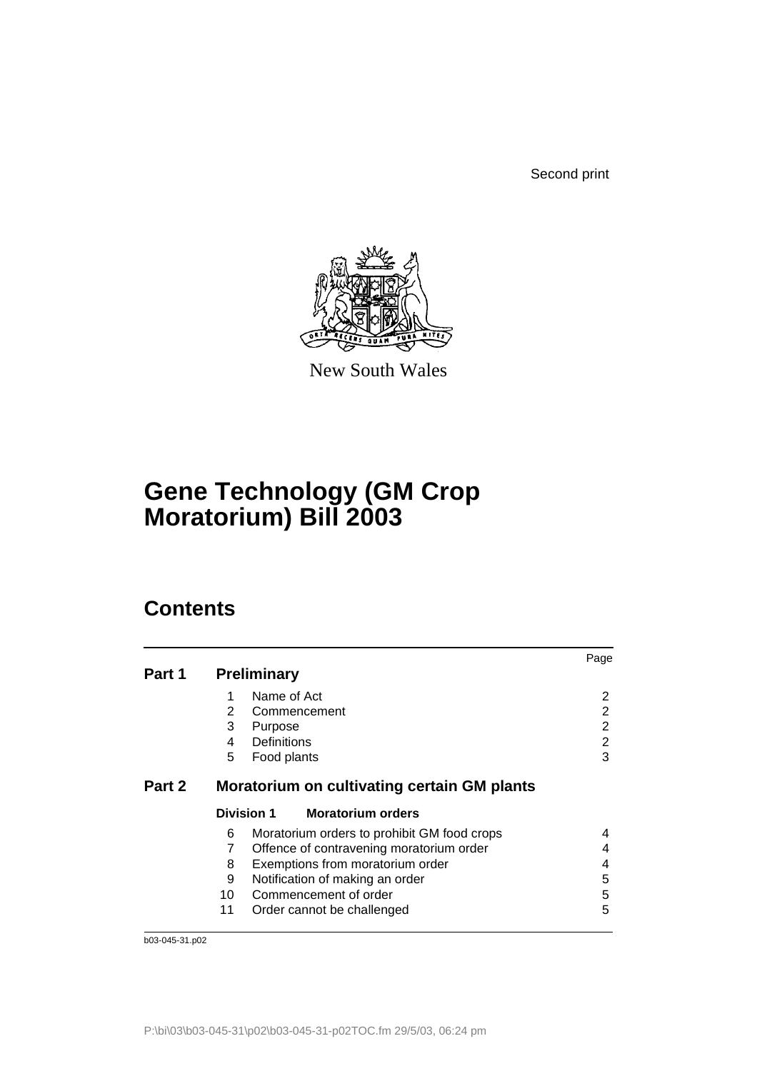Second print

New South Wales

# Gene Technology (GM Crop Moratorium) Bill 2003

## Contents

| | | | Page |
|---|---|---|---|
| **Part 1** | **Preliminary** | | |
| | 1 | Name of Act | 2 |
| | 2 | Commencement | 2 |
| | 3 | Purpose | 2 |
| | 4 | Definitions | 2 |
| | 5 | Food plants | 3 |
| **Part 2** | **Moratorium on cultivating certain GM plants** | | |
| | **Division 1** | **Moratorium orders** | |
| | 6 | Moratorium orders to prohibit GM food crops | 4 |
| | 7 | Offence of contravening moratorium order | 4 |
| | 8 | Exemptions from moratorium order | 4 |
| | 9 | Notification of making an order | 5 |
| | 10 | Commencement of order | 5 |
| | 11 | Order cannot be challenged | 5 |

b03-045-31.p02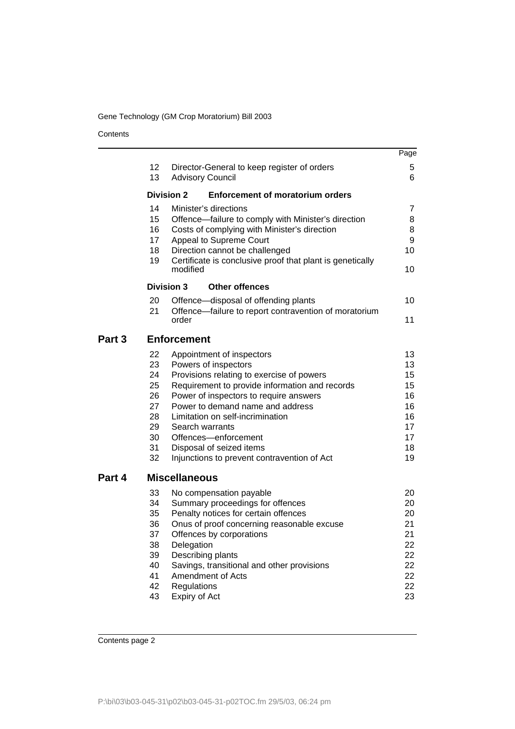| | | Page |
|---|---|---|
| 12 | Director-General to keep register of orders | 5 |
| 13 | Advisory Council | 6 |
| **Division 2** | **Enforcement of moratorium orders** | |
| 14 | Minister's directions | 7 |
| 15 | Offence—failure to comply with Minister's direction | 8 |
| 16 | Costs of complying with Minister's direction | 8 |
| 17 | Appeal to Supreme Court | 9 |
| 18 | Direction cannot be challenged | 10 |
| 19 | Certificate is conclusive proof that plant is genetically modified | 10 |
| **Division 3** | **Other offences** | |
| 20 | Offence—disposal of offending plants | 10 |
| 21 | Offence—failure to report contravention of moratorium order | 11 |

## Part 3 Enforcement

| | | |
|---|---|---|
| 22 | Appointment of inspectors | 13 |
| 23 | Powers of inspectors | 13 |
| 24 | Provisions relating to exercise of powers | 15 |
| 25 | Requirement to provide information and records | 15 |
| 26 | Power of inspectors to require answers | 16 |
| 27 | Power to demand name and address | 16 |
| 28 | Limitation on self-incrimination | 16 |
| 29 | Search warrants | 17 |
| 30 | Offences—enforcement | 17 |
| 31 | Disposal of seized items | 18 |
| 32 | Injunctions to prevent contravention of Act | 19 |

## Part 4 Miscellaneous

| | | |
|---|---|---|
| 33 | No compensation payable | 20 |
| 34 | Summary proceedings for offences | 20 |
| 35 | Penalty notices for certain offences | 20 |
| 36 | Onus of proof concerning reasonable excuse | 21 |
| 37 | Offences by corporations | 21 |
| 38 | Delegation | 22 |
| 39 | Describing plants | 22 |
| 40 | Savings, transitional and other provisions | 22 |
| 41 | Amendment of Acts | 22 |
| 42 | Regulations | 22 |
| 43 | Expiry of Act | 23 |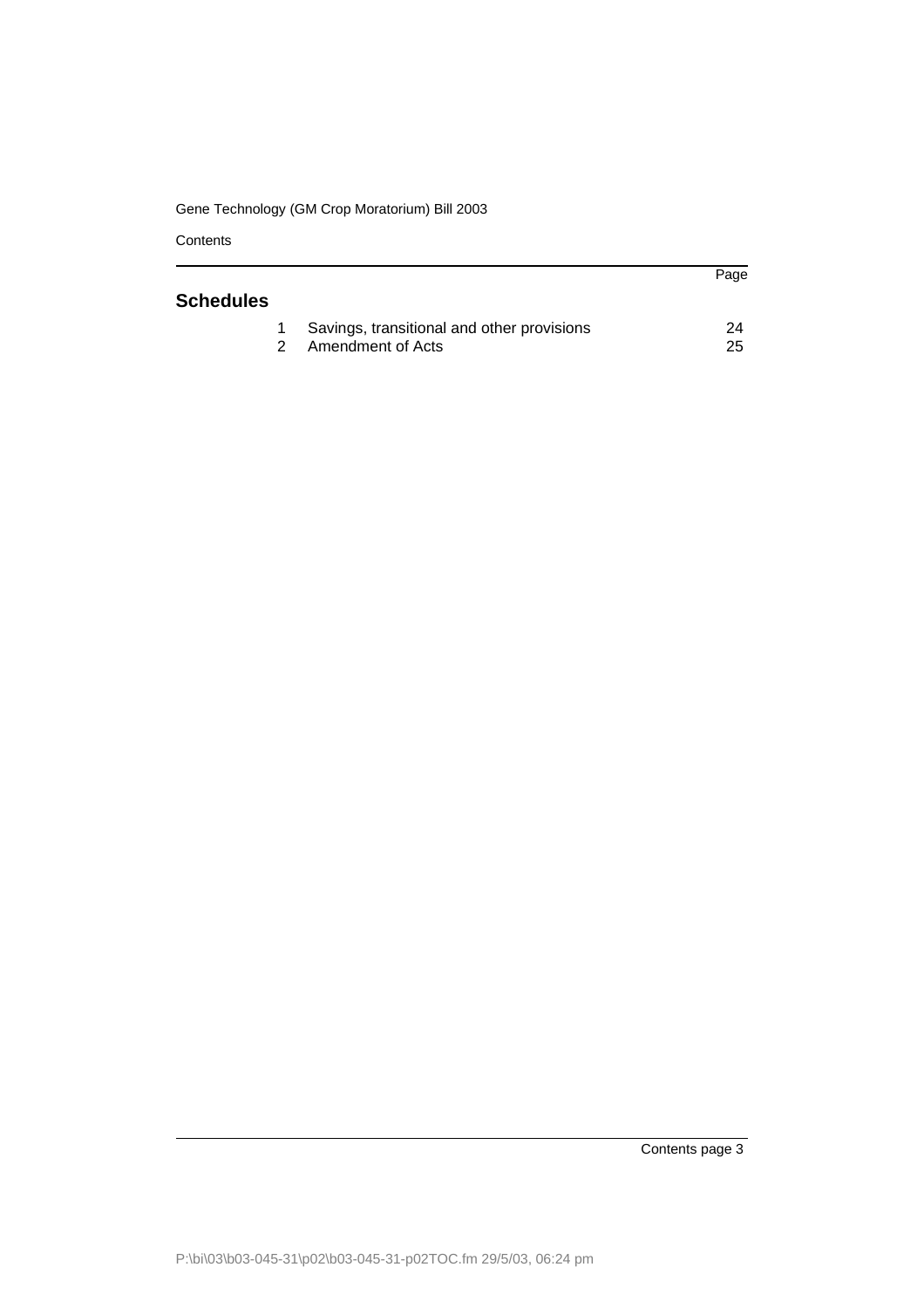## Schedules

| | | Page |
|---|---|---|
| 1 | Savings, transitional and other provisions | 24 |
| 2 | Amendment of Acts | 25 |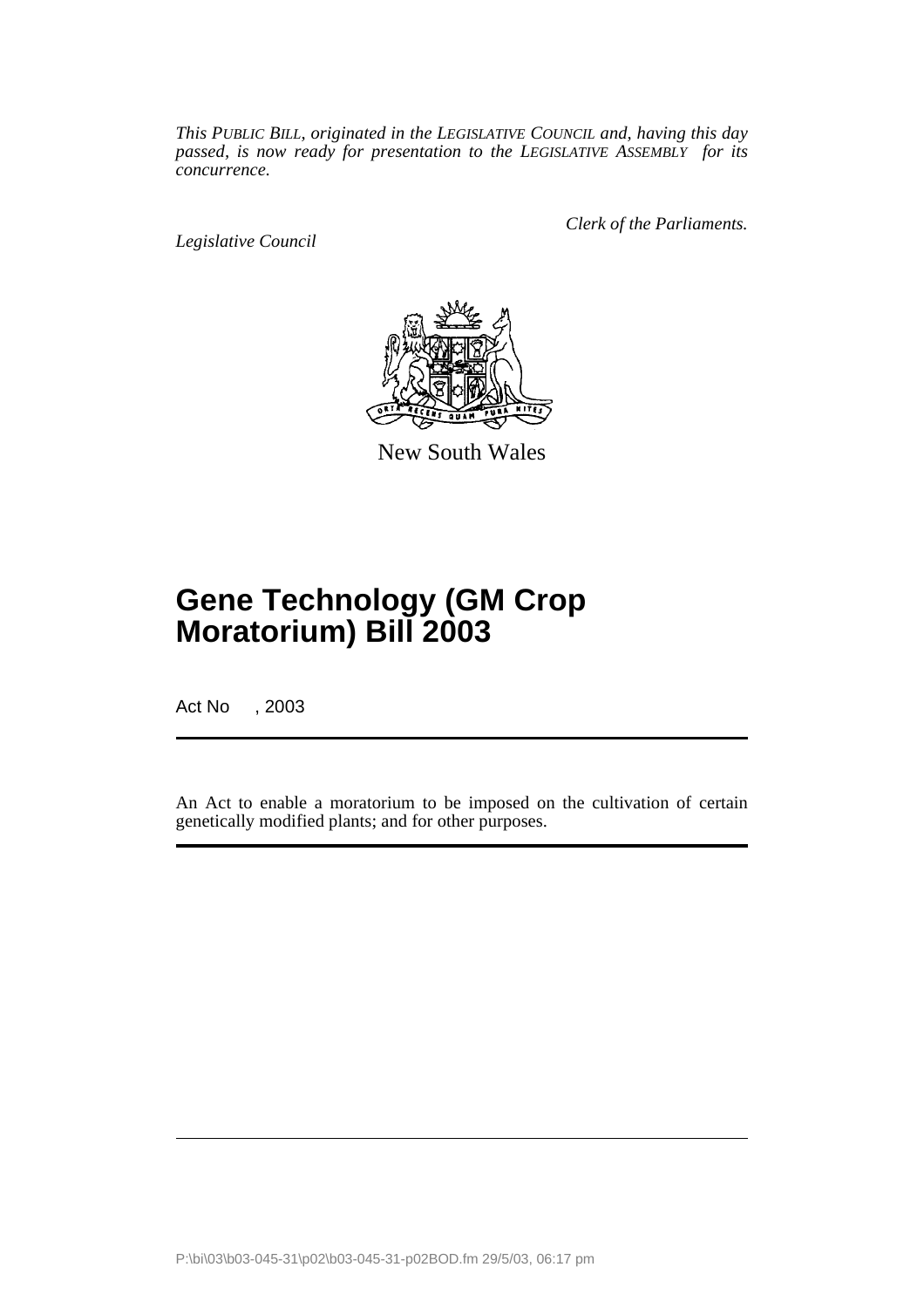*This PUBLIC BILL, originated in the LEGISLATIVE COUNCIL and, having this day passed, is now ready for presentation to the LEGISLATIVE ASSEMBLY for its concurrence.*

*Clerk of the Parliaments.*

*Legislative Council*

New South Wales

# Gene Technology (GM Crop Moratorium) Bill 2003

Act No , 2003

An Act to enable a moratorium to be imposed on the cultivation of certain genetically modified plants; and for other purposes.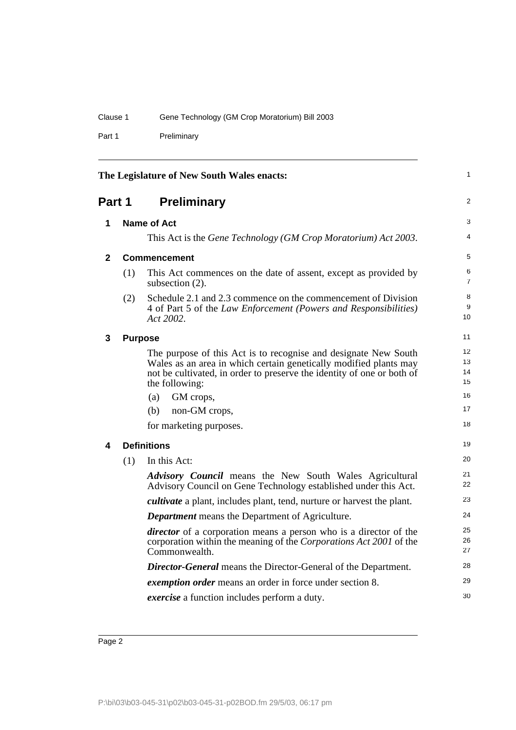**The Legislature of New South Wales enacts:**

## Part 1 Preliminary

### 1 Name of Act

This Act is the *Gene Technology (GM Crop Moratorium) Act 2003*.

### 2 Commencement

(1) This Act commences on the date of assent, except as provided by subsection (2).

(2) Schedule 2.1 and 2.3 commence on the commencement of Division 4 of Part 5 of the *Law Enforcement (Powers and Responsibilities) Act 2002*.

### 3 Purpose

The purpose of this Act is to recognise and designate New South Wales as an area in which certain genetically modified plants may not be cultivated, in order to preserve the identity of one or both of the following:

(a) GM crops,

(b) non-GM crops,

for marketing purposes.

### 4 Definitions

(1) In this Act:

***Advisory Council*** means the New South Wales Agricultural Advisory Council on Gene Technology established under this Act.

***cultivate*** a plant, includes plant, tend, nurture or harvest the plant.

***Department*** means the Department of Agriculture.

***director*** of a corporation means a person who is a director of the corporation within the meaning of the *Corporations Act 2001* of the Commonwealth.

***Director-General*** means the Director-General of the Department.

***exemption order*** means an order in force under section 8.

***exercise*** a function includes perform a duty.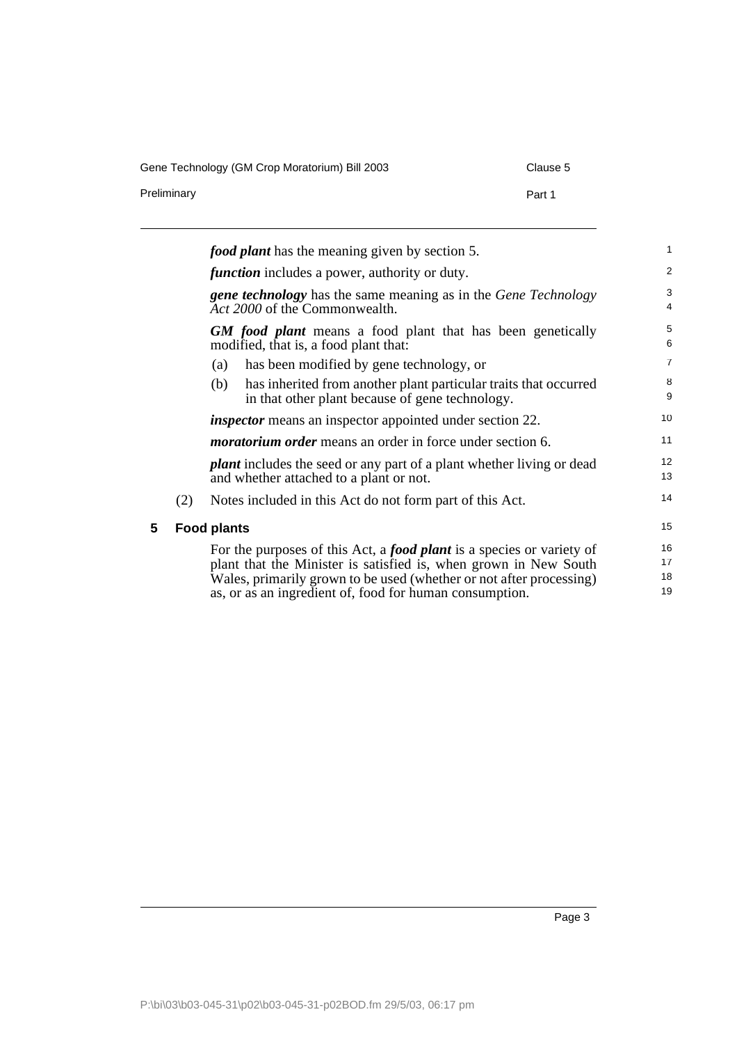***food plant*** has the meaning given by section 5.

***function*** includes a power, authority or duty.

***gene technology*** has the same meaning as in the *Gene Technology Act 2000* of the Commonwealth.

***GM food plant*** means a food plant that has been genetically modified, that is, a food plant that:

(a) has been modified by gene technology, or

(b) has inherited from another plant particular traits that occurred in that other plant because of gene technology.

***inspector*** means an inspector appointed under section 22.

***moratorium order*** means an order in force under section 6.

***plant*** includes the seed or any part of a plant whether living or dead and whether attached to a plant or not.

(2) Notes included in this Act do not form part of this Act.

### 5 Food plants

For the purposes of this Act, a ***food plant*** is a species or variety of plant that the Minister is satisfied is, when grown in New South Wales, primarily grown to be used (whether or not after processing) as, or as an ingredient of, food for human consumption.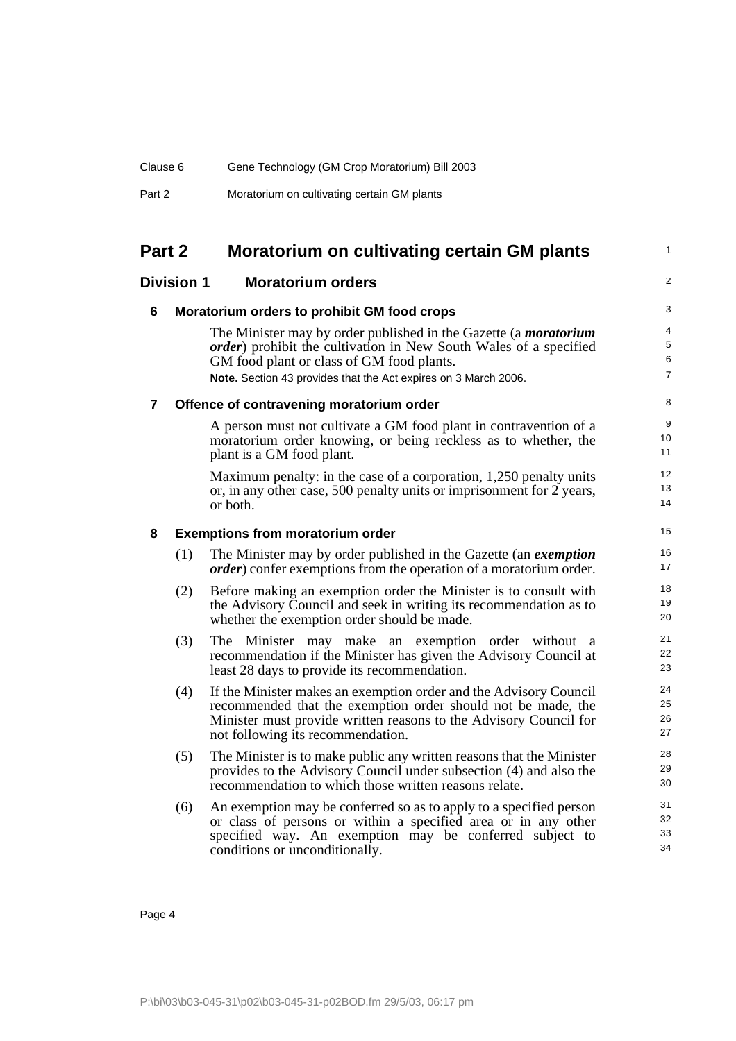# Part 2 Moratorium on cultivating certain GM plants

## Division 1 Moratorium orders

### 6 Moratorium orders to prohibit GM food crops

The Minister may by order published in the Gazette (a ***moratorium order***) prohibit the cultivation in New South Wales of a specified GM food plant or class of GM food plants.

**Note.** Section 43 provides that the Act expires on 3 March 2006.

### 7 Offence of contravening moratorium order

A person must not cultivate a GM food plant in contravention of a moratorium order knowing, or being reckless as to whether, the plant is a GM food plant.

Maximum penalty: in the case of a corporation, 1,250 penalty units or, in any other case, 500 penalty units or imprisonment for 2 years, or both.

### 8 Exemptions from moratorium order

(1) The Minister may by order published in the Gazette (an ***exemption order***) confer exemptions from the operation of a moratorium order.

(2) Before making an exemption order the Minister is to consult with the Advisory Council and seek in writing its recommendation as to whether the exemption order should be made.

(3) The Minister may make an exemption order without a recommendation if the Minister has given the Advisory Council at least 28 days to provide its recommendation.

(4) If the Minister makes an exemption order and the Advisory Council recommended that the exemption order should not be made, the Minister must provide written reasons to the Advisory Council for not following its recommendation.

(5) The Minister is to make public any written reasons that the Minister provides to the Advisory Council under subsection (4) and also the recommendation to which those written reasons relate.

(6) An exemption may be conferred so as to apply to a specified person or class of persons or within a specified area or in any other specified way. An exemption may be conferred subject to conditions or unconditionally.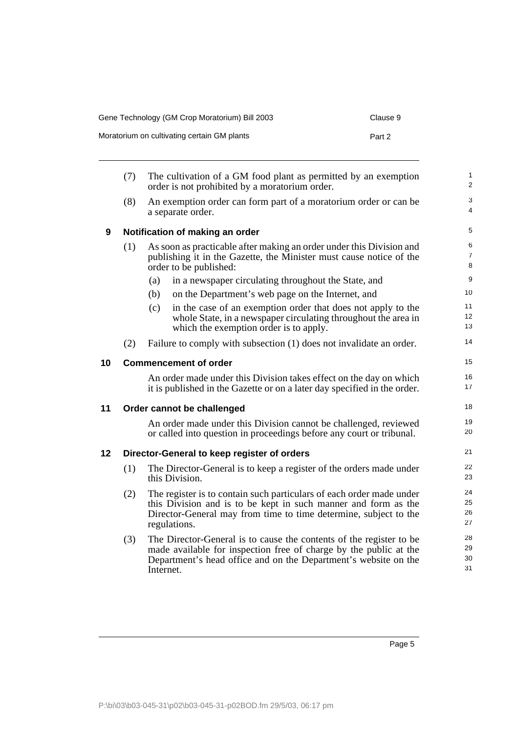(7) The cultivation of a GM food plant as permitted by an exemption order is not prohibited by a moratorium order.

(8) An exemption order can form part of a moratorium order or can be a separate order.

### 9 Notification of making an order

(1) As soon as practicable after making an order under this Division and publishing it in the Gazette, the Minister must cause notice of the order to be published:

- (a) in a newspaper circulating throughout the State, and
- (b) on the Department's web page on the Internet, and
- (c) in the case of an exemption order that does not apply to the whole State, in a newspaper circulating throughout the area in which the exemption order is to apply.

(2) Failure to comply with subsection (1) does not invalidate an order.

### 10 Commencement of order

An order made under this Division takes effect on the day on which it is published in the Gazette or on a later day specified in the order.

### 11 Order cannot be challenged

An order made under this Division cannot be challenged, reviewed or called into question in proceedings before any court or tribunal.

### 12 Director-General to keep register of orders

(1) The Director-General is to keep a register of the orders made under this Division.

(2) The register is to contain such particulars of each order made under this Division and is to be kept in such manner and form as the Director-General may from time to time determine, subject to the regulations.

(3) The Director-General is to cause the contents of the register to be made available for inspection free of charge by the public at the Department's head office and on the Department's website on the Internet.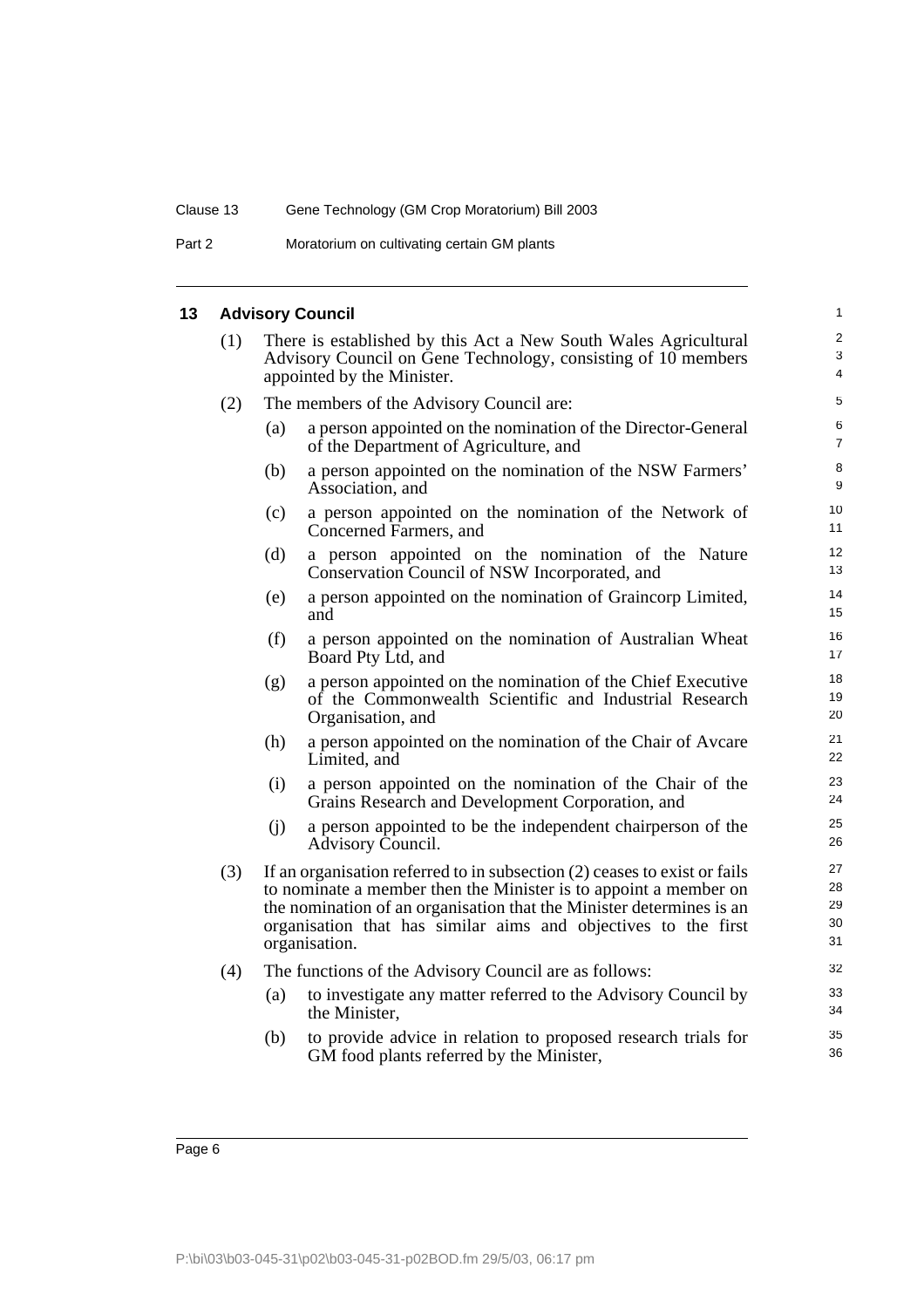### 13 Advisory Council

(1) There is established by this Act a New South Wales Agricultural Advisory Council on Gene Technology, consisting of 10 members appointed by the Minister.

(2) The members of the Advisory Council are:

- (a) a person appointed on the nomination of the Director-General of the Department of Agriculture, and
- (b) a person appointed on the nomination of the NSW Farmers' Association, and
- (c) a person appointed on the nomination of the Network of Concerned Farmers, and
- (d) a person appointed on the nomination of the Nature Conservation Council of NSW Incorporated, and
- (e) a person appointed on the nomination of Graincorp Limited, and
- (f) a person appointed on the nomination of Australian Wheat Board Pty Ltd, and
- (g) a person appointed on the nomination of the Chief Executive of the Commonwealth Scientific and Industrial Research Organisation, and
- (h) a person appointed on the nomination of the Chair of Avcare Limited, and
- (i) a person appointed on the nomination of the Chair of the Grains Research and Development Corporation, and
- (j) a person appointed to be the independent chairperson of the Advisory Council.

(3) If an organisation referred to in subsection (2) ceases to exist or fails to nominate a member then the Minister is to appoint a member on the nomination of an organisation that the Minister determines is an organisation that has similar aims and objectives to the first organisation.

(4) The functions of the Advisory Council are as follows:

- (a) to investigate any matter referred to the Advisory Council by the Minister,
- (b) to provide advice in relation to proposed research trials for GM food plants referred by the Minister,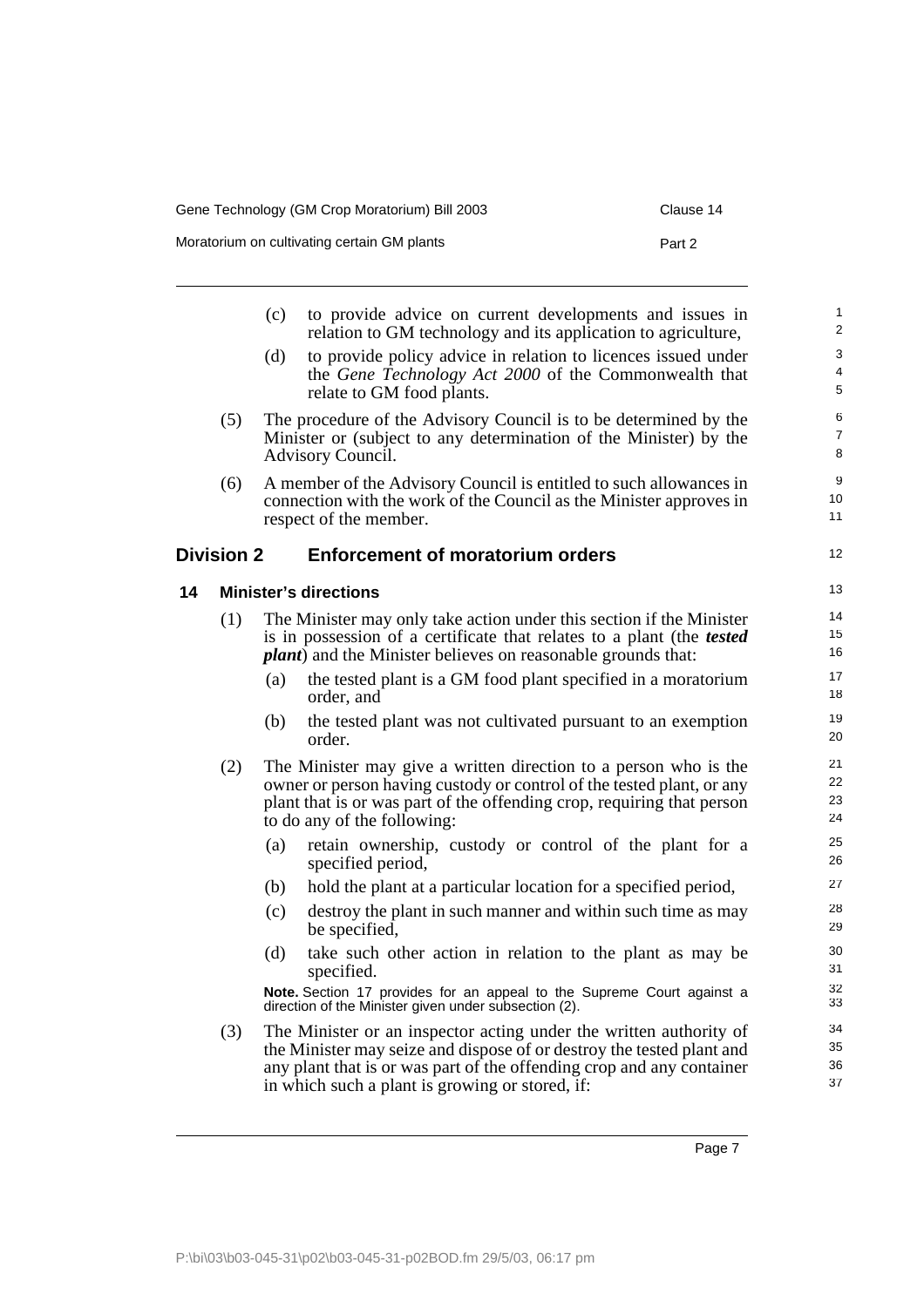(c) to provide advice on current developments and issues in relation to GM technology and its application to agriculture,

(d) to provide policy advice in relation to licences issued under the *Gene Technology Act 2000* of the Commonwealth that relate to GM food plants.

(5) The procedure of the Advisory Council is to be determined by the Minister or (subject to any determination of the Minister) by the Advisory Council.

(6) A member of the Advisory Council is entitled to such allowances in connection with the work of the Council as the Minister approves in respect of the member.

## Division 2 Enforcement of moratorium orders

### 14 Minister's directions

(1) The Minister may only take action under this section if the Minister is in possession of a certificate that relates to a plant (the ***tested plant***) and the Minister believes on reasonable grounds that:

(a) the tested plant is a GM food plant specified in a moratorium order, and

(b) the tested plant was not cultivated pursuant to an exemption order.

(2) The Minister may give a written direction to a person who is the owner or person having custody or control of the tested plant, or any plant that is or was part of the offending crop, requiring that person to do any of the following:

(a) retain ownership, custody or control of the plant for a specified period,

(b) hold the plant at a particular location for a specified period,

(c) destroy the plant in such manner and within such time as may be specified,

(d) take such other action in relation to the plant as may be specified.

**Note.** Section 17 provides for an appeal to the Supreme Court against a direction of the Minister given under subsection (2).

(3) The Minister or an inspector acting under the written authority of the Minister may seize and dispose of or destroy the tested plant and any plant that is or was part of the offending crop and any container in which such a plant is growing or stored, if: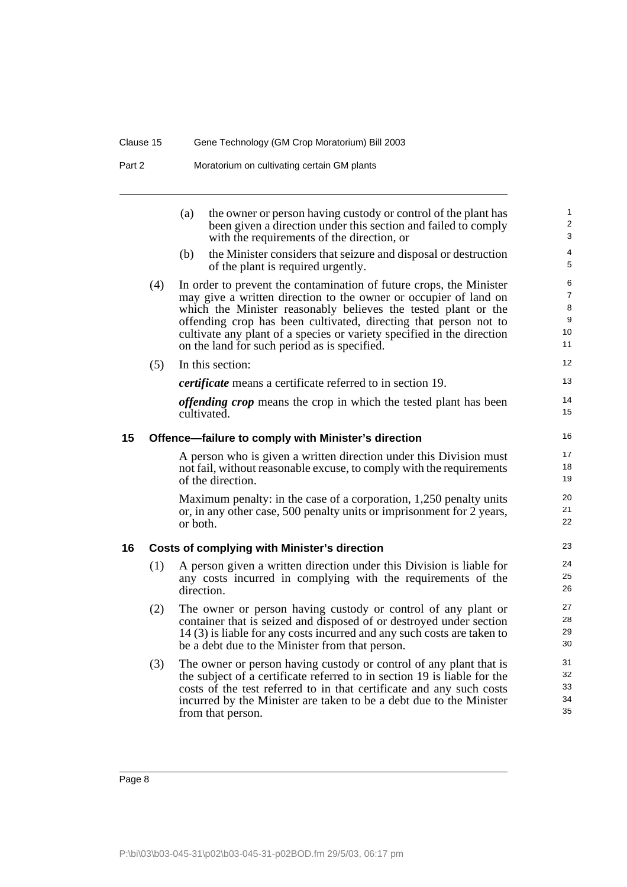(a) the owner or person having custody or control of the plant has been given a direction under this section and failed to comply with the requirements of the direction, or

(b) the Minister considers that seizure and disposal or destruction of the plant is required urgently.

(4) In order to prevent the contamination of future crops, the Minister may give a written direction to the owner or occupier of land on which the Minister reasonably believes the tested plant or the offending crop has been cultivated, directing that person not to cultivate any plant of a species or variety specified in the direction on the land for such period as is specified.

(5) In this section:

***certificate*** means a certificate referred to in section 19.

***offending crop*** means the crop in which the tested plant has been cultivated.

### 15 Offence—failure to comply with Minister's direction

A person who is given a written direction under this Division must not fail, without reasonable excuse, to comply with the requirements of the direction.

Maximum penalty: in the case of a corporation, 1,250 penalty units or, in any other case, 500 penalty units or imprisonment for 2 years, or both.

### 16 Costs of complying with Minister's direction

(1) A person given a written direction under this Division is liable for any costs incurred in complying with the requirements of the direction.

(2) The owner or person having custody or control of any plant or container that is seized and disposed of or destroyed under section 14 (3) is liable for any costs incurred and any such costs are taken to be a debt due to the Minister from that person.

(3) The owner or person having custody or control of any plant that is the subject of a certificate referred to in section 19 is liable for the costs of the test referred to in that certificate and any such costs incurred by the Minister are taken to be a debt due to the Minister from that person.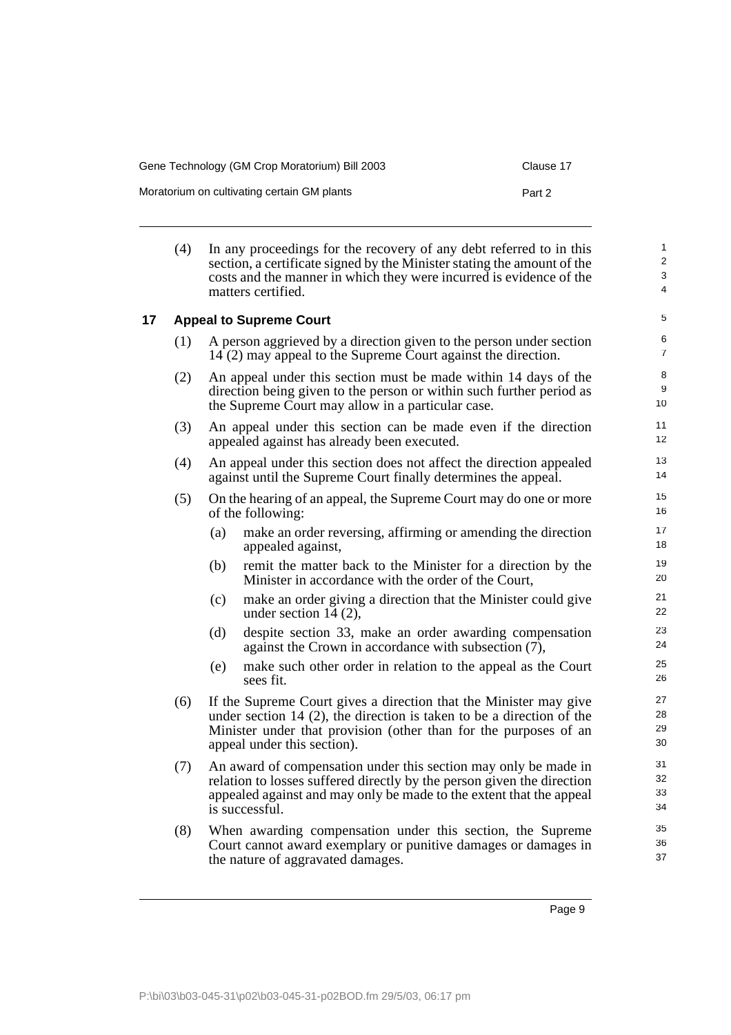(4) In any proceedings for the recovery of any debt referred to in this section, a certificate signed by the Minister stating the amount of the costs and the manner in which they were incurred is evidence of the matters certified.

### 17 Appeal to Supreme Court

(1) A person aggrieved by a direction given to the person under section 14 (2) may appeal to the Supreme Court against the direction.

(2) An appeal under this section must be made within 14 days of the direction being given to the person or within such further period as the Supreme Court may allow in a particular case.

(3) An appeal under this section can be made even if the direction appealed against has already been executed.

(4) An appeal under this section does not affect the direction appealed against until the Supreme Court finally determines the appeal.

(5) On the hearing of an appeal, the Supreme Court may do one or more of the following:

- (a) make an order reversing, affirming or amending the direction appealed against,
- (b) remit the matter back to the Minister for a direction by the Minister in accordance with the order of the Court,
- (c) make an order giving a direction that the Minister could give under section 14 (2),
- (d) despite section 33, make an order awarding compensation against the Crown in accordance with subsection (7),
- (e) make such other order in relation to the appeal as the Court sees fit.

(6) If the Supreme Court gives a direction that the Minister may give under section 14 (2), the direction is taken to be a direction of the Minister under that provision (other than for the purposes of an appeal under this section).

(7) An award of compensation under this section may only be made in relation to losses suffered directly by the person given the direction appealed against and may only be made to the extent that the appeal is successful.

(8) When awarding compensation under this section, the Supreme Court cannot award exemplary or punitive damages or damages in the nature of aggravated damages.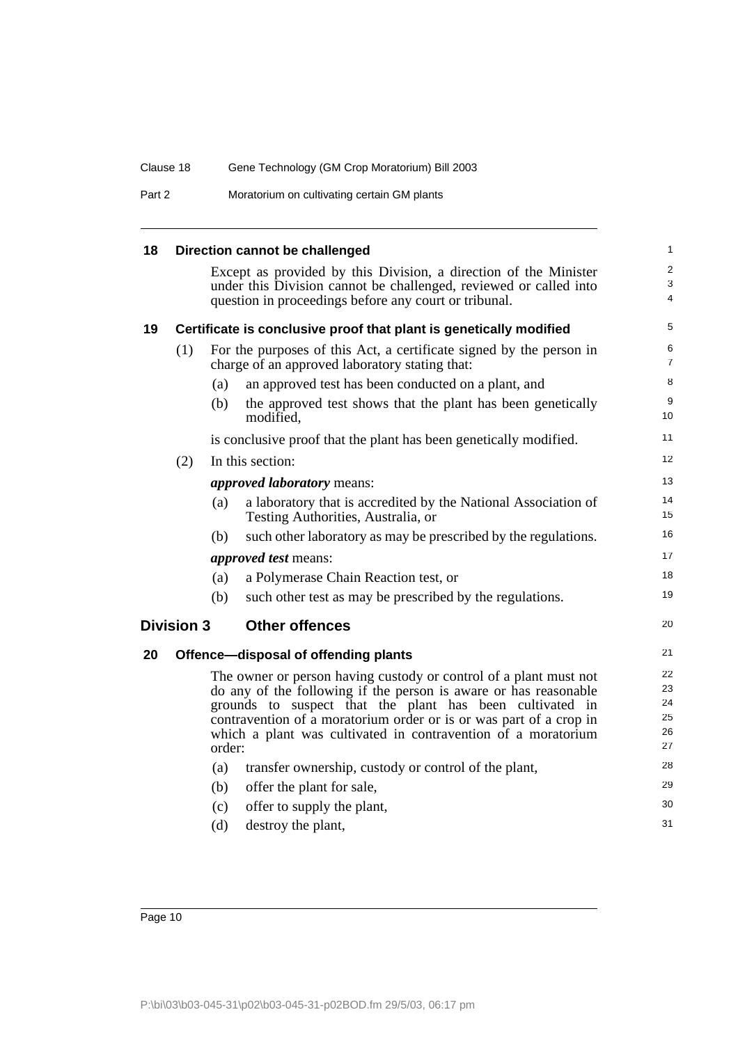### 18 Direction cannot be challenged

Except as provided by this Division, a direction of the Minister under this Division cannot be challenged, reviewed or called into question in proceedings before any court or tribunal.

### 19 Certificate is conclusive proof that plant is genetically modified

(1) For the purposes of this Act, a certificate signed by the person in charge of an approved laboratory stating that:

- (a) an approved test has been conducted on a plant, and
- (b) the approved test shows that the plant has been genetically modified,

is conclusive proof that the plant has been genetically modified.

(2) In this section:

***approved laboratory*** means:

- (a) a laboratory that is accredited by the National Association of Testing Authorities, Australia, or
- (b) such other laboratory as may be prescribed by the regulations.

***approved test*** means:

- (a) a Polymerase Chain Reaction test, or
- (b) such other test as may be prescribed by the regulations.

## Division 3 Other offences

### 20 Offence—disposal of offending plants

The owner or person having custody or control of a plant must not do any of the following if the person is aware or has reasonable grounds to suspect that the plant has been cultivated in contravention of a moratorium order or is or was part of a crop in which a plant was cultivated in contravention of a moratorium order:

- (a) transfer ownership, custody or control of the plant,
- (b) offer the plant for sale,
- (c) offer to supply the plant,
- (d) destroy the plant,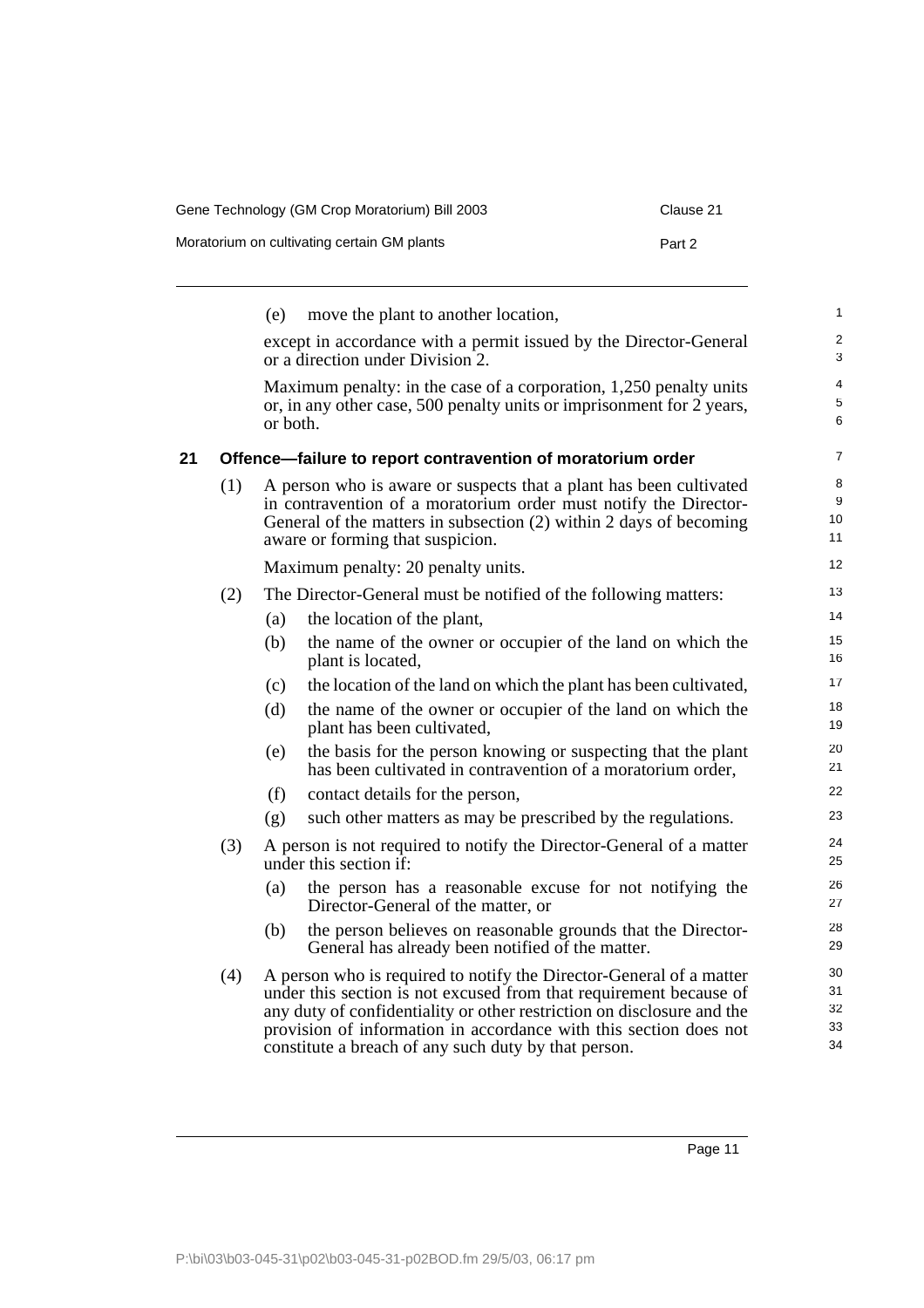(e) move the plant to another location,

except in accordance with a permit issued by the Director-General or a direction under Division 2.

Maximum penalty: in the case of a corporation, 1,250 penalty units or, in any other case, 500 penalty units or imprisonment for 2 years, or both.

## 21 Offence—failure to report contravention of moratorium order

(1) A person who is aware or suspects that a plant has been cultivated in contravention of a moratorium order must notify the Director-General of the matters in subsection (2) within 2 days of becoming aware or forming that suspicion.

Maximum penalty: 20 penalty units.

(2) The Director-General must be notified of the following matters:

(a) the location of the plant,

(b) the name of the owner or occupier of the land on which the plant is located,

(c) the location of the land on which the plant has been cultivated,

(d) the name of the owner or occupier of the land on which the plant has been cultivated,

(e) the basis for the person knowing or suspecting that the plant has been cultivated in contravention of a moratorium order,

(f) contact details for the person,

(g) such other matters as may be prescribed by the regulations.

(3) A person is not required to notify the Director-General of a matter under this section if:

(a) the person has a reasonable excuse for not notifying the Director-General of the matter, or

(b) the person believes on reasonable grounds that the Director-General has already been notified of the matter.

(4) A person who is required to notify the Director-General of a matter under this section is not excused from that requirement because of any duty of confidentiality or other restriction on disclosure and the provision of information in accordance with this section does not constitute a breach of any such duty by that person.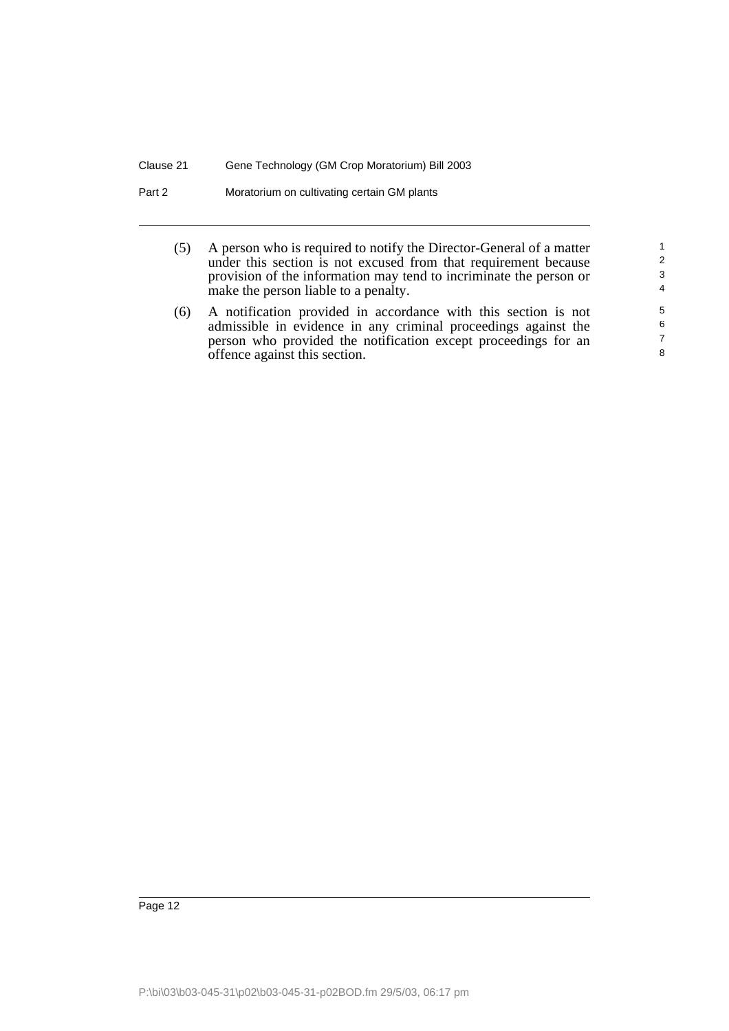(5) A person who is required to notify the Director-General of a matter under this section is not excused from that requirement because provision of the information may tend to incriminate the person or make the person liable to a penalty.

(6) A notification provided in accordance with this section is not admissible in evidence in any criminal proceedings against the person who provided the notification except proceedings for an offence against this section.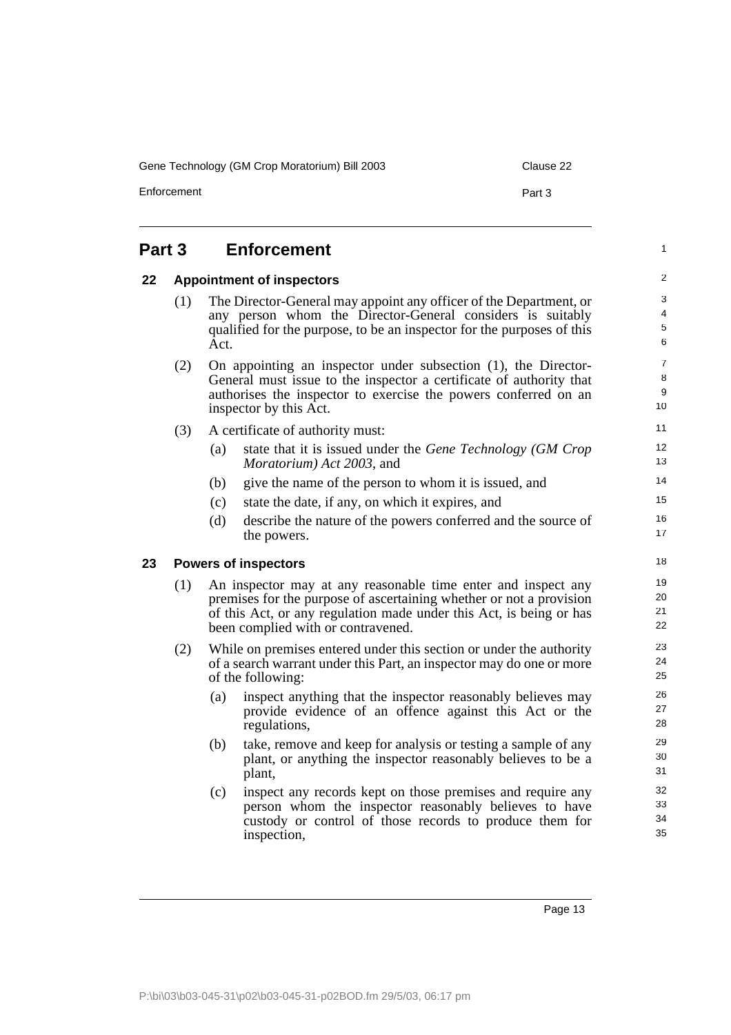## Part 3 Enforcement

### 22 Appointment of inspectors

(1) The Director-General may appoint any officer of the Department, or any person whom the Director-General considers is suitably qualified for the purpose, to be an inspector for the purposes of this Act.

(2) On appointing an inspector under subsection (1), the Director-General must issue to the inspector a certificate of authority that authorises the inspector to exercise the powers conferred on an inspector by this Act.

(3) A certificate of authority must:

- (a) state that it is issued under the *Gene Technology (GM Crop Moratorium) Act 2003*, and
- (b) give the name of the person to whom it is issued, and
- (c) state the date, if any, on which it expires, and
- (d) describe the nature of the powers conferred and the source of the powers.

### 23 Powers of inspectors

(1) An inspector may at any reasonable time enter and inspect any premises for the purpose of ascertaining whether or not a provision of this Act, or any regulation made under this Act, is being or has been complied with or contravened.

(2) While on premises entered under this section or under the authority of a search warrant under this Part, an inspector may do one or more of the following:

- (a) inspect anything that the inspector reasonably believes may provide evidence of an offence against this Act or the regulations,
- (b) take, remove and keep for analysis or testing a sample of any plant, or anything the inspector reasonably believes to be a plant,
- (c) inspect any records kept on those premises and require any person whom the inspector reasonably believes to have custody or control of those records to produce them for inspection,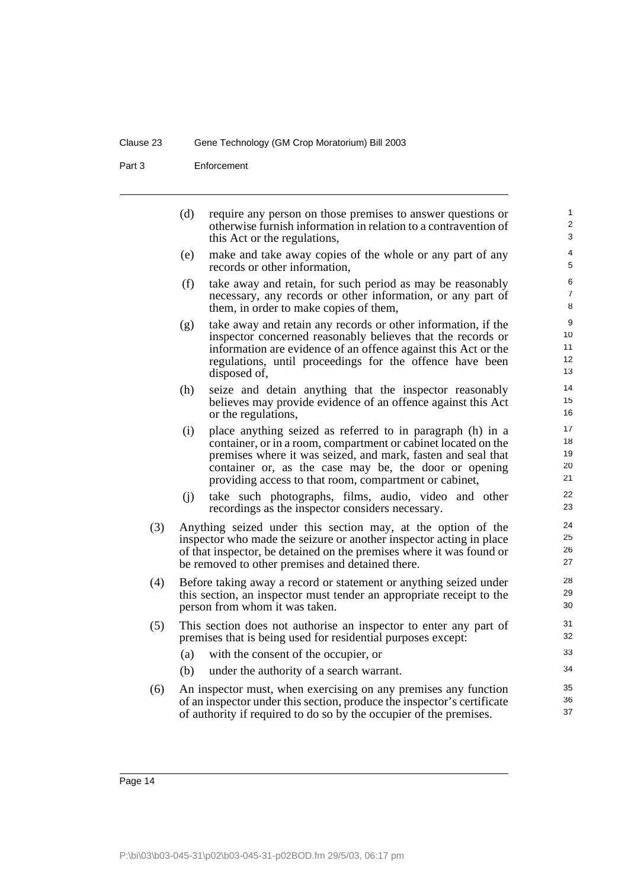(d) require any person on those premises to answer questions or otherwise furnish information in relation to a contravention of this Act or the regulations,

(e) make and take away copies of the whole or any part of any records or other information,

(f) take away and retain, for such period as may be reasonably necessary, any records or other information, or any part of them, in order to make copies of them,

(g) take away and retain any records or other information, if the inspector concerned reasonably believes that the records or information are evidence of an offence against this Act or the regulations, until proceedings for the offence have been disposed of,

(h) seize and detain anything that the inspector reasonably believes may provide evidence of an offence against this Act or the regulations,

(i) place anything seized as referred to in paragraph (h) in a container, or in a room, compartment or cabinet located on the premises where it was seized, and mark, fasten and seal that container or, as the case may be, the door or opening providing access to that room, compartment or cabinet,

(j) take such photographs, films, audio, video and other recordings as the inspector considers necessary.

(3) Anything seized under this section may, at the option of the inspector who made the seizure or another inspector acting in place of that inspector, be detained on the premises where it was found or be removed to other premises and detained there.

(4) Before taking away a record or statement or anything seized under this section, an inspector must tender an appropriate receipt to the person from whom it was taken.

(5) This section does not authorise an inspector to enter any part of premises that is being used for residential purposes except:

(a) with the consent of the occupier, or

(b) under the authority of a search warrant.

(6) An inspector must, when exercising on any premises any function of an inspector under this section, produce the inspector's certificate of authority if required to do so by the occupier of the premises.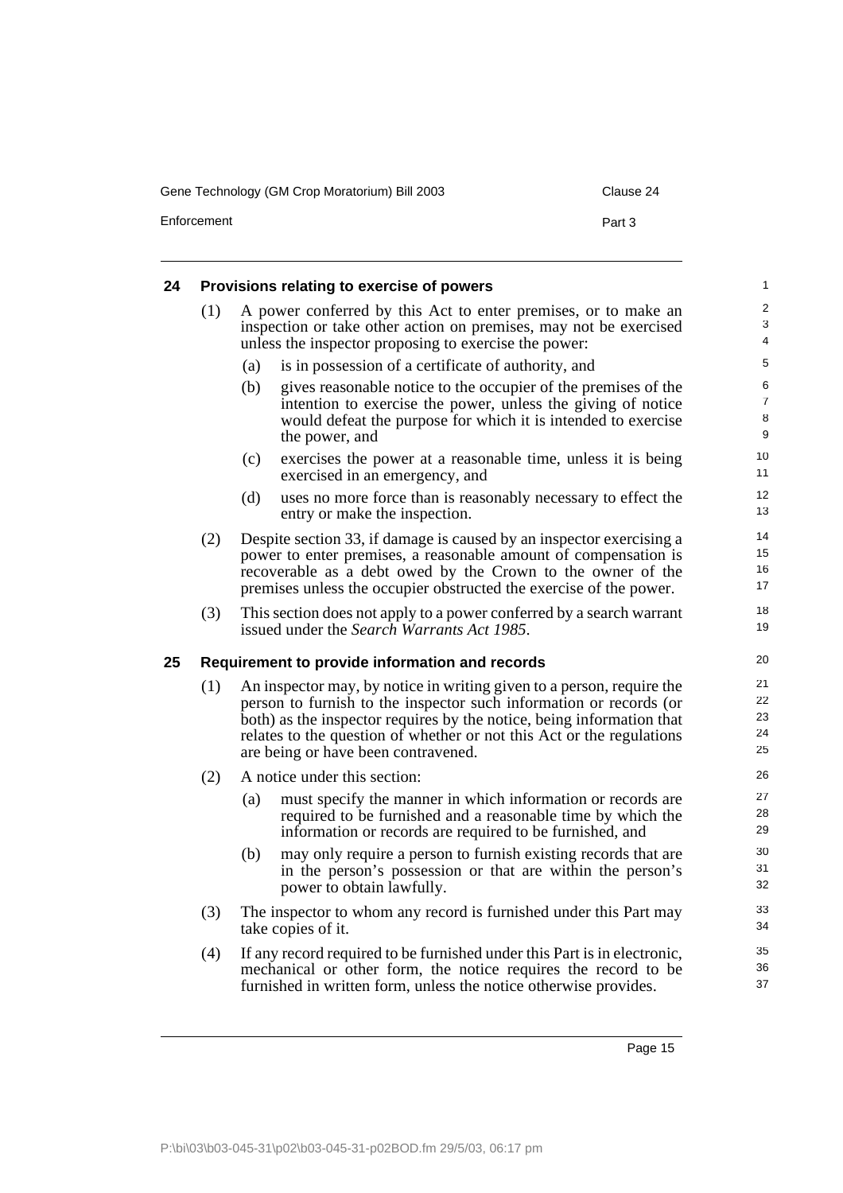## 24 Provisions relating to exercise of powers

(1) A power conferred by this Act to enter premises, or to make an inspection or take other action on premises, may not be exercised unless the inspector proposing to exercise the power:

- (a) is in possession of a certificate of authority, and
- (b) gives reasonable notice to the occupier of the premises of the intention to exercise the power, unless the giving of notice would defeat the purpose for which it is intended to exercise the power, and
- (c) exercises the power at a reasonable time, unless it is being exercised in an emergency, and
- (d) uses no more force than is reasonably necessary to effect the entry or make the inspection.

(2) Despite section 33, if damage is caused by an inspector exercising a power to enter premises, a reasonable amount of compensation is recoverable as a debt owed by the Crown to the owner of the premises unless the occupier obstructed the exercise of the power.

(3) This section does not apply to a power conferred by a search warrant issued under the *Search Warrants Act 1985*.

## 25 Requirement to provide information and records

(1) An inspector may, by notice in writing given to a person, require the person to furnish to the inspector such information or records (or both) as the inspector requires by the notice, being information that relates to the question of whether or not this Act or the regulations are being or have been contravened.

(2) A notice under this section:

- (a) must specify the manner in which information or records are required to be furnished and a reasonable time by which the information or records are required to be furnished, and
- (b) may only require a person to furnish existing records that are in the person's possession or that are within the person's power to obtain lawfully.

(3) The inspector to whom any record is furnished under this Part may take copies of it.

(4) If any record required to be furnished under this Part is in electronic, mechanical or other form, the notice requires the record to be furnished in written form, unless the notice otherwise provides.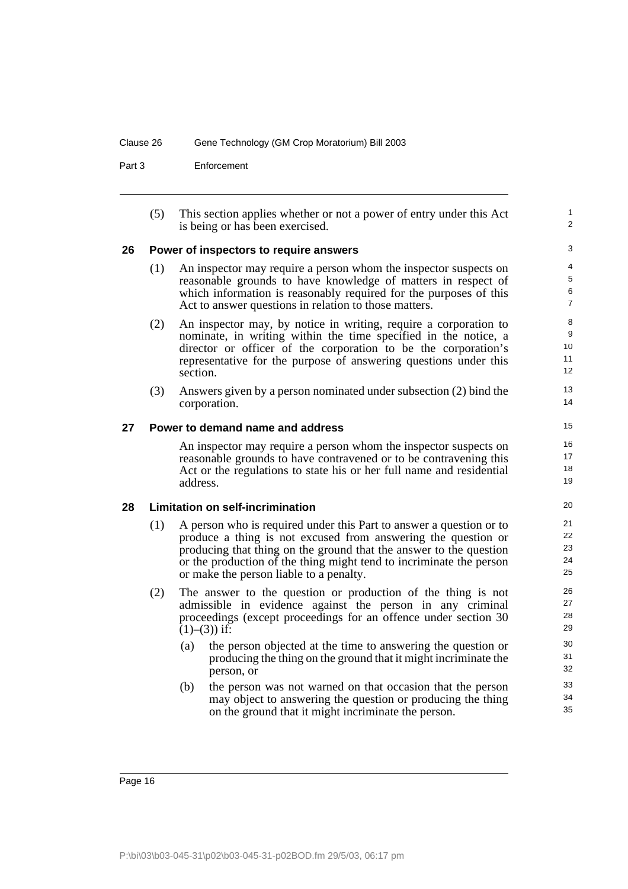(5) This section applies whether or not a power of entry under this Act is being or has been exercised.

### 26 Power of inspectors to require answers

(1) An inspector may require a person whom the inspector suspects on reasonable grounds to have knowledge of matters in respect of which information is reasonably required for the purposes of this Act to answer questions in relation to those matters.

(2) An inspector may, by notice in writing, require a corporation to nominate, in writing within the time specified in the notice, a director or officer of the corporation to be the corporation's representative for the purpose of answering questions under this section.

(3) Answers given by a person nominated under subsection (2) bind the corporation.

### 27 Power to demand name and address

An inspector may require a person whom the inspector suspects on reasonable grounds to have contravened or to be contravening this Act or the regulations to state his or her full name and residential address.

### 28 Limitation on self-incrimination

(1) A person who is required under this Part to answer a question or to produce a thing is not excused from answering the question or producing that thing on the ground that the answer to the question or the production of the thing might tend to incriminate the person or make the person liable to a penalty.

(2) The answer to the question or production of the thing is not admissible in evidence against the person in any criminal proceedings (except proceedings for an offence under section 30 (1)–(3)) if:

(a) the person objected at the time to answering the question or producing the thing on the ground that it might incriminate the person, or

(b) the person was not warned on that occasion that the person may object to answering the question or producing the thing on the ground that it might incriminate the person.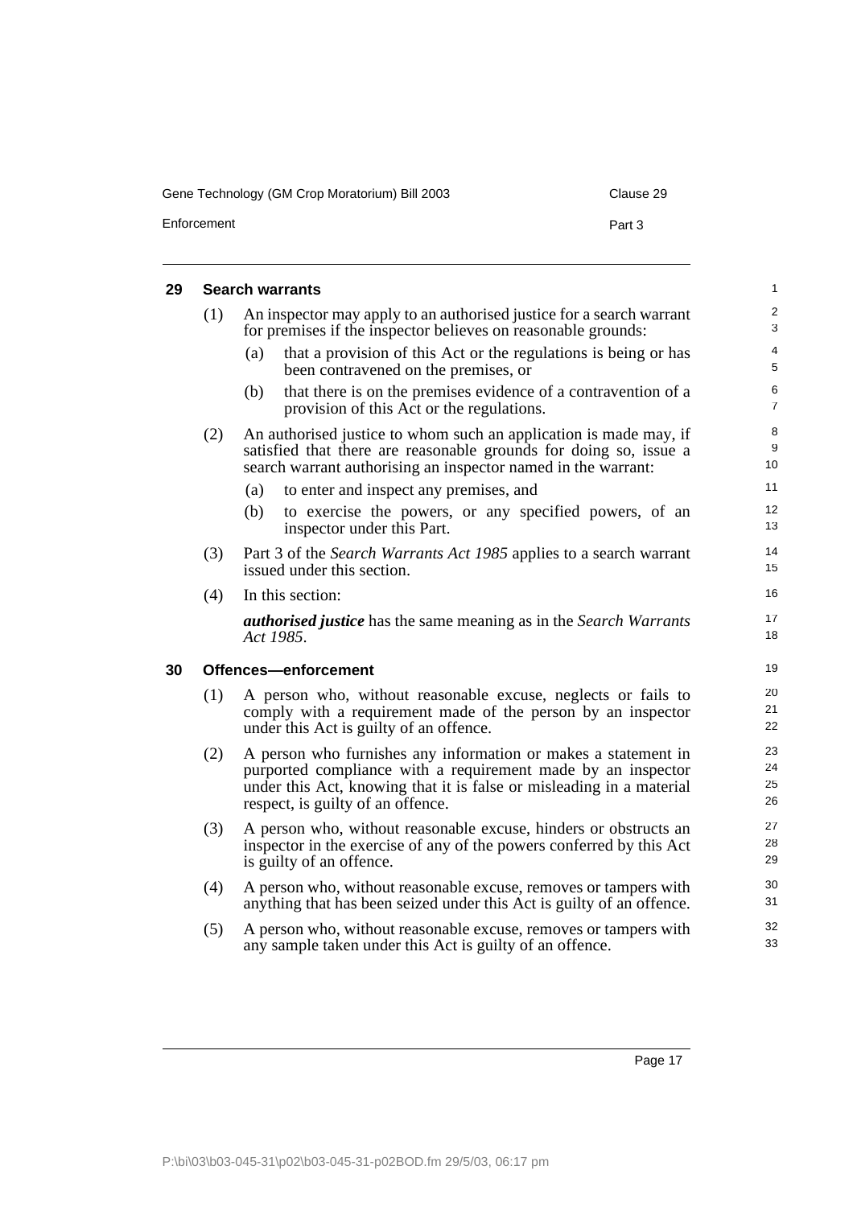## 29 Search warrants

(1) An inspector may apply to an authorised justice for a search warrant for premises if the inspector believes on reasonable grounds:

(a) that a provision of this Act or the regulations is being or has been contravened on the premises, or

(b) that there is on the premises evidence of a contravention of a provision of this Act or the regulations.

(2) An authorised justice to whom such an application is made may, if satisfied that there are reasonable grounds for doing so, issue a search warrant authorising an inspector named in the warrant:

(a) to enter and inspect any premises, and

(b) to exercise the powers, or any specified powers, of an inspector under this Part.

(3) Part 3 of the *Search Warrants Act 1985* applies to a search warrant issued under this section.

(4) In this section:

***authorised justice*** has the same meaning as in the *Search Warrants Act 1985*.

## 30 Offences—enforcement

(1) A person who, without reasonable excuse, neglects or fails to comply with a requirement made of the person by an inspector under this Act is guilty of an offence.

(2) A person who furnishes any information or makes a statement in purported compliance with a requirement made by an inspector under this Act, knowing that it is false or misleading in a material respect, is guilty of an offence.

(3) A person who, without reasonable excuse, hinders or obstructs an inspector in the exercise of any of the powers conferred by this Act is guilty of an offence.

(4) A person who, without reasonable excuse, removes or tampers with anything that has been seized under this Act is guilty of an offence.

(5) A person who, without reasonable excuse, removes or tampers with any sample taken under this Act is guilty of an offence.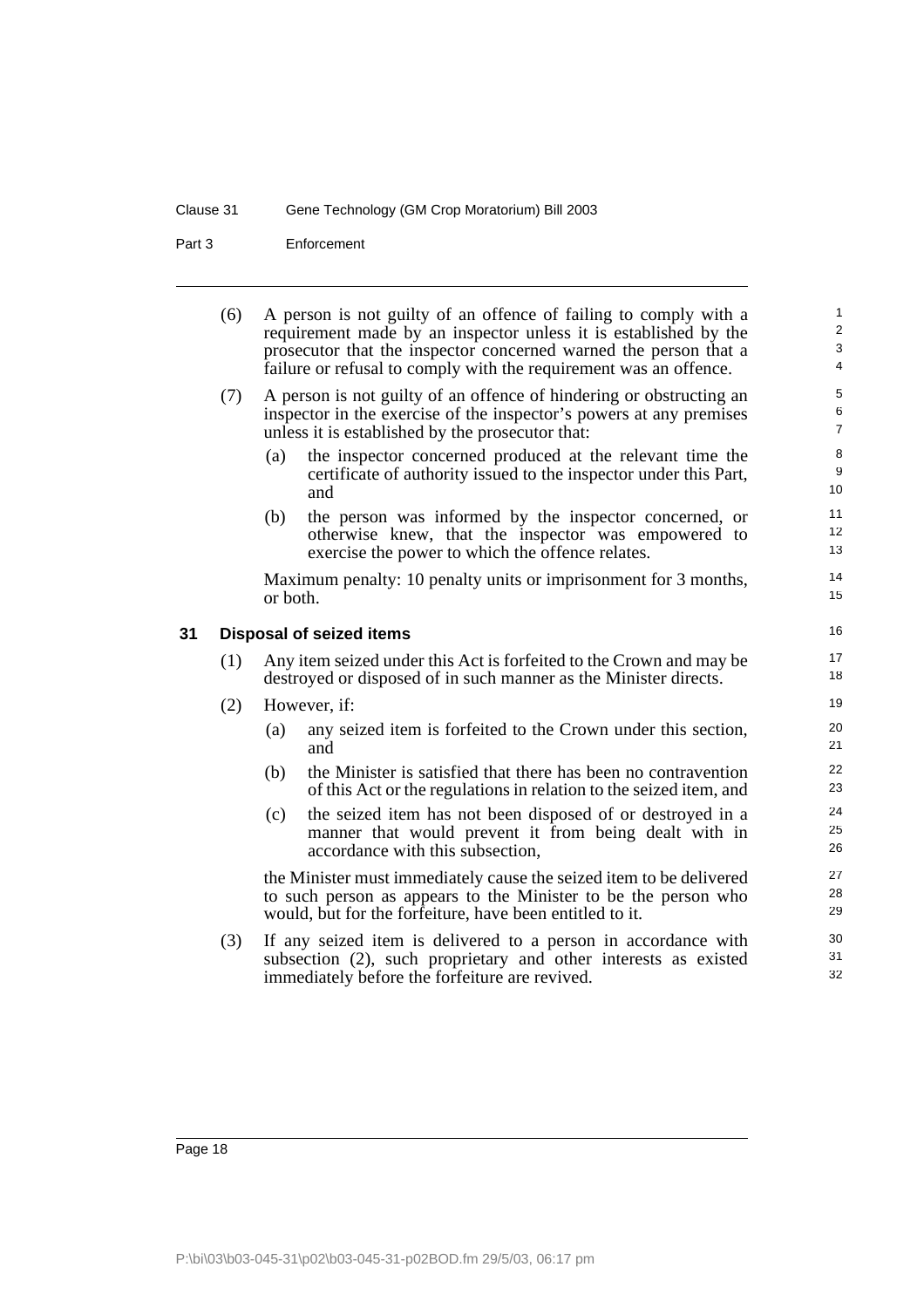(6) A person is not guilty of an offence of failing to comply with a requirement made by an inspector unless it is established by the prosecutor that the inspector concerned warned the person that a failure or refusal to comply with the requirement was an offence.

(7) A person is not guilty of an offence of hindering or obstructing an inspector in the exercise of the inspector's powers at any premises unless it is established by the prosecutor that:

- (a) the inspector concerned produced at the relevant time the certificate of authority issued to the inspector under this Part, and
- (b) the person was informed by the inspector concerned, or otherwise knew, that the inspector was empowered to exercise the power to which the offence relates.

Maximum penalty: 10 penalty units or imprisonment for 3 months, or both.

### 31 Disposal of seized items

(1) Any item seized under this Act is forfeited to the Crown and may be destroyed or disposed of in such manner as the Minister directs.

(2) However, if:

- (a) any seized item is forfeited to the Crown under this section, and
- (b) the Minister is satisfied that there has been no contravention of this Act or the regulations in relation to the seized item, and
- (c) the seized item has not been disposed of or destroyed in a manner that would prevent it from being dealt with in accordance with this subsection,

the Minister must immediately cause the seized item to be delivered to such person as appears to the Minister to be the person who would, but for the forfeiture, have been entitled to it.

(3) If any seized item is delivered to a person in accordance with subsection (2), such proprietary and other interests as existed immediately before the forfeiture are revived.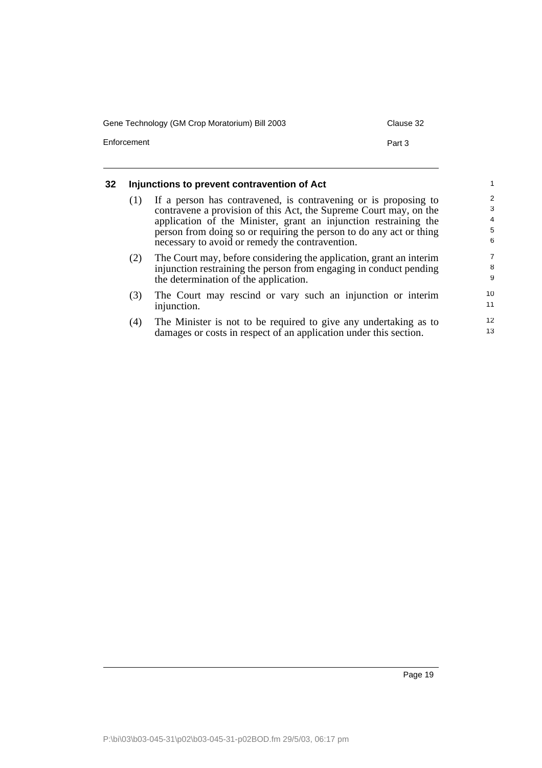## 32 Injunctions to prevent contravention of Act

(1) If a person has contravened, is contravening or is proposing to contravene a provision of this Act, the Supreme Court may, on the application of the Minister, grant an injunction restraining the person from doing so or requiring the person to do any act or thing necessary to avoid or remedy the contravention.

(2) The Court may, before considering the application, grant an interim injunction restraining the person from engaging in conduct pending the determination of the application.

(3) The Court may rescind or vary such an injunction or interim injunction.

(4) The Minister is not to be required to give any undertaking as to damages or costs in respect of an application under this section.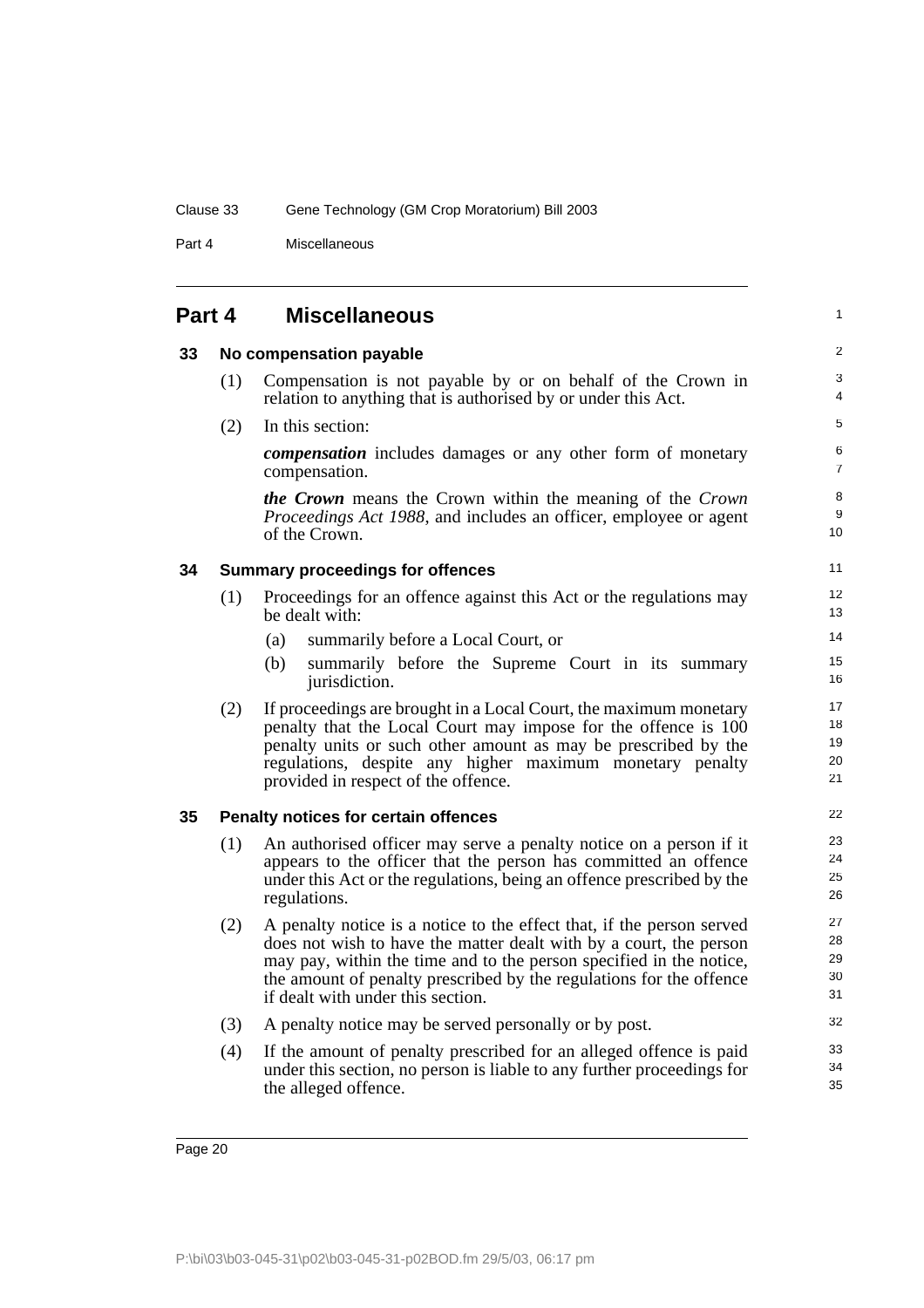## Part 4 Miscellaneous

### 33 No compensation payable

(1) Compensation is not payable by or on behalf of the Crown in relation to anything that is authorised by or under this Act.

(2) In this section:

***compensation*** includes damages or any other form of monetary compensation.

***the Crown*** means the Crown within the meaning of the *Crown Proceedings Act 1988*, and includes an officer, employee or agent of the Crown.

### 34 Summary proceedings for offences

(1) Proceedings for an offence against this Act or the regulations may be dealt with:

(a) summarily before a Local Court, or

(b) summarily before the Supreme Court in its summary jurisdiction.

(2) If proceedings are brought in a Local Court, the maximum monetary penalty that the Local Court may impose for the offence is 100 penalty units or such other amount as may be prescribed by the regulations, despite any higher maximum monetary penalty provided in respect of the offence.

### 35 Penalty notices for certain offences

(1) An authorised officer may serve a penalty notice on a person if it appears to the officer that the person has committed an offence under this Act or the regulations, being an offence prescribed by the regulations.

(2) A penalty notice is a notice to the effect that, if the person served does not wish to have the matter dealt with by a court, the person may pay, within the time and to the person specified in the notice, the amount of penalty prescribed by the regulations for the offence if dealt with under this section.

(3) A penalty notice may be served personally or by post.

(4) If the amount of penalty prescribed for an alleged offence is paid under this section, no person is liable to any further proceedings for the alleged offence.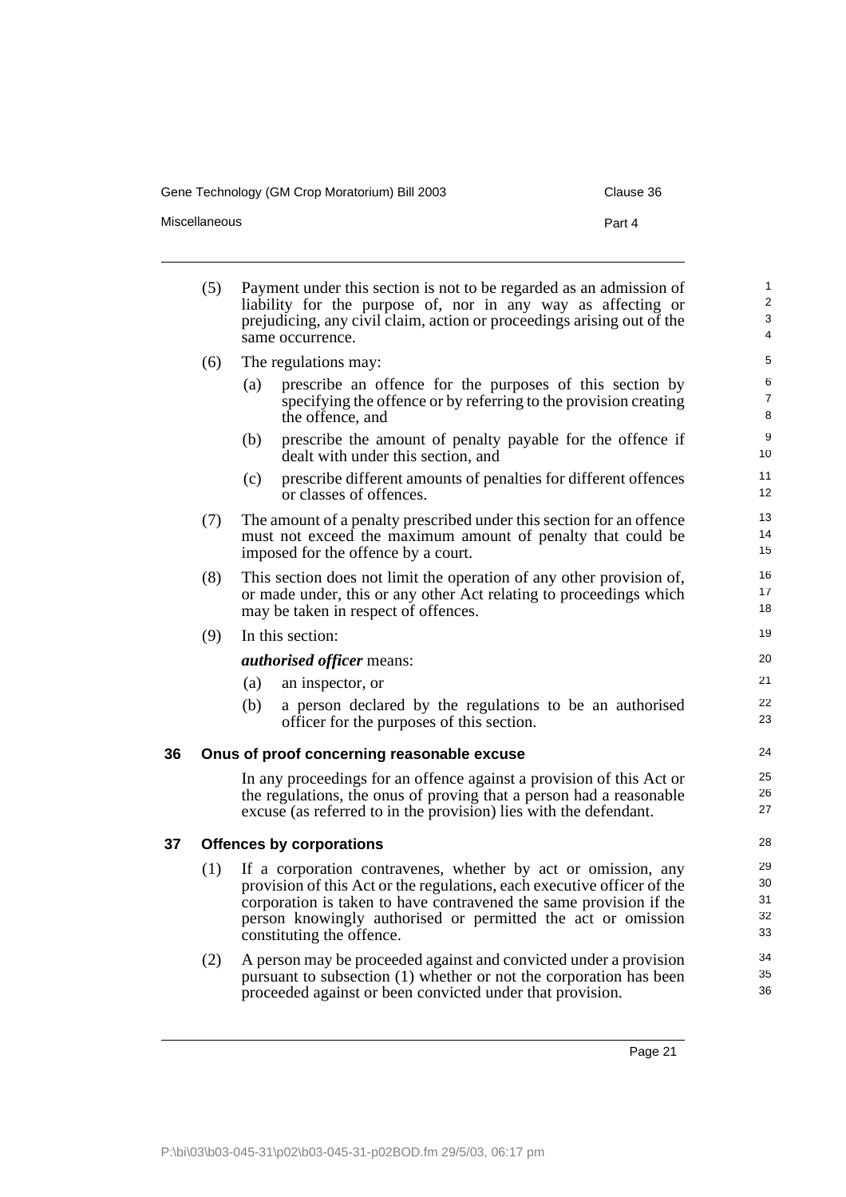(5) Payment under this section is not to be regarded as an admission of liability for the purpose of, nor in any way as affecting or prejudicing, any civil claim, action or proceedings arising out of the same occurrence.

(6) The regulations may:

- (a) prescribe an offence for the purposes of this section by specifying the offence or by referring to the provision creating the offence, and
- (b) prescribe the amount of penalty payable for the offence if dealt with under this section, and
- (c) prescribe different amounts of penalties for different offences or classes of offences.

(7) The amount of a penalty prescribed under this section for an offence must not exceed the maximum amount of penalty that could be imposed for the offence by a court.

(8) This section does not limit the operation of any other provision of, or made under, this or any other Act relating to proceedings which may be taken in respect of offences.

(9) In this section:

***authorised officer*** means:

- (a) an inspector, or
- (b) a person declared by the regulations to be an authorised officer for the purposes of this section.

## 36 Onus of proof concerning reasonable excuse

In any proceedings for an offence against a provision of this Act or the regulations, the onus of proving that a person had a reasonable excuse (as referred to in the provision) lies with the defendant.

## 37 Offences by corporations

(1) If a corporation contravenes, whether by act or omission, any provision of this Act or the regulations, each executive officer of the corporation is taken to have contravened the same provision if the person knowingly authorised or permitted the act or omission constituting the offence.

(2) A person may be proceeded against and convicted under a provision pursuant to subsection (1) whether or not the corporation has been proceeded against or been convicted under that provision.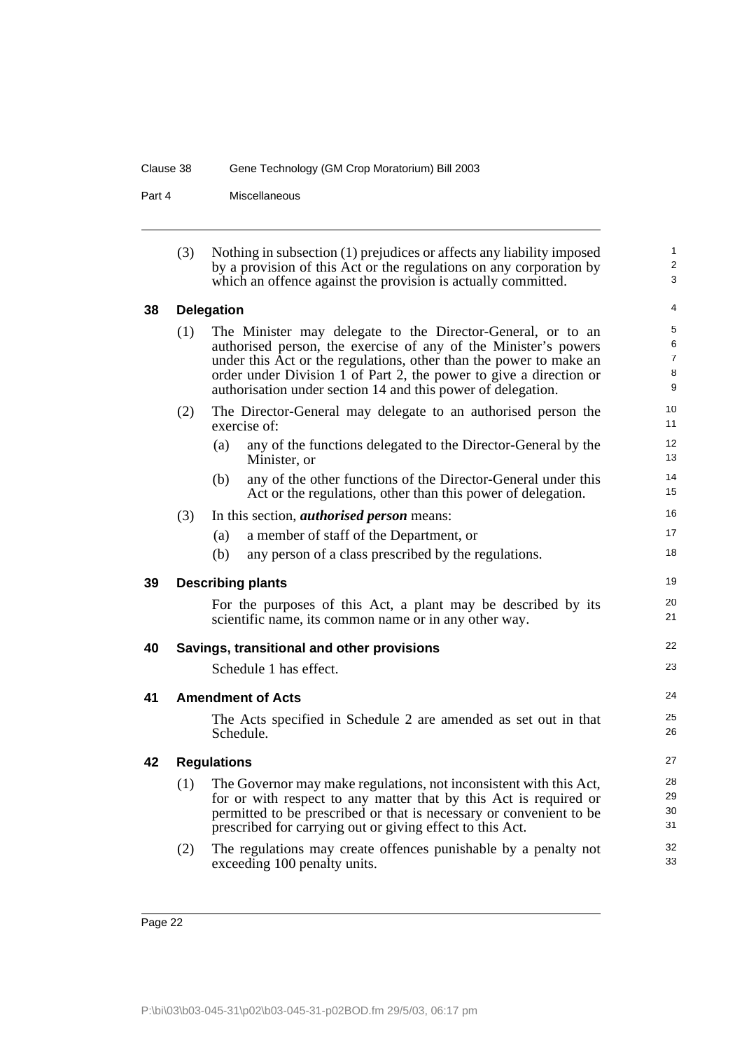(3) Nothing in subsection (1) prejudices or affects any liability imposed by a provision of this Act or the regulations on any corporation by which an offence against the provision is actually committed.

## 38 Delegation

(1) The Minister may delegate to the Director-General, or to an authorised person, the exercise of any of the Minister's powers under this Act or the regulations, other than the power to make an order under Division 1 of Part 2, the power to give a direction or authorisation under section 14 and this power of delegation.

(2) The Director-General may delegate to an authorised person the exercise of:

(a) any of the functions delegated to the Director-General by the Minister, or

(b) any of the other functions of the Director-General under this Act or the regulations, other than this power of delegation.

(3) In this section, ***authorised person*** means:

(a) a member of staff of the Department, or

(b) any person of a class prescribed by the regulations.

## 39 Describing plants

For the purposes of this Act, a plant may be described by its scientific name, its common name or in any other way.

## 40 Savings, transitional and other provisions

Schedule 1 has effect.

## 41 Amendment of Acts

The Acts specified in Schedule 2 are amended as set out in that Schedule.

## 42 Regulations

(1) The Governor may make regulations, not inconsistent with this Act, for or with respect to any matter that by this Act is required or permitted to be prescribed or that is necessary or convenient to be prescribed for carrying out or giving effect to this Act.

(2) The regulations may create offences punishable by a penalty not exceeding 100 penalty units.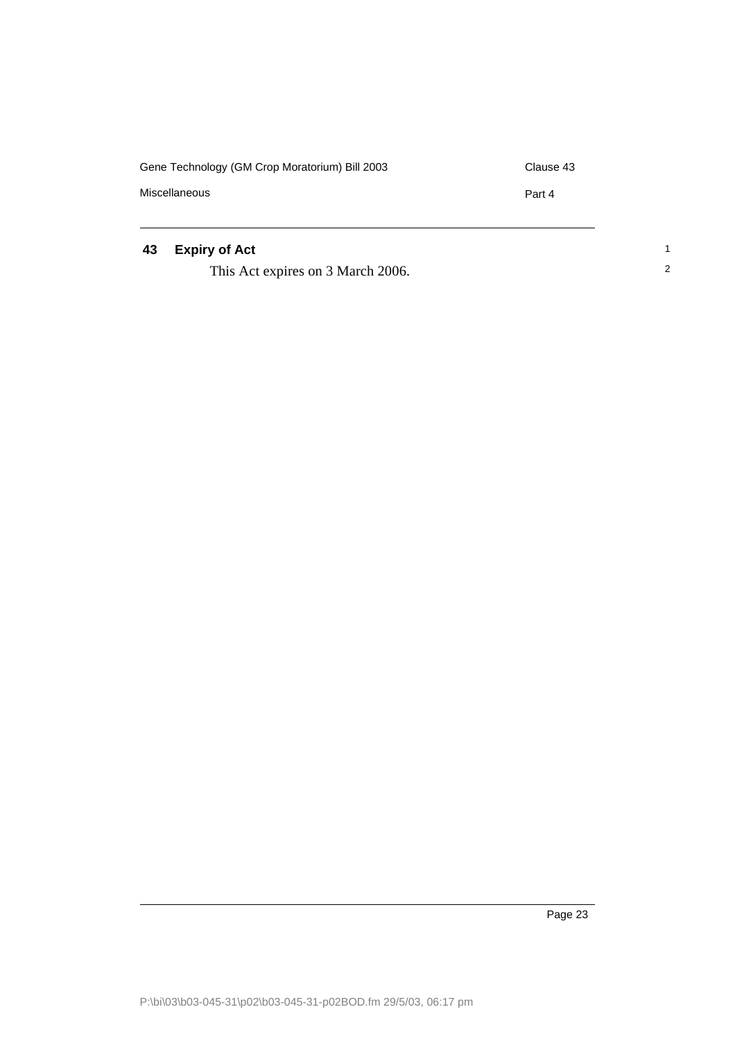### 43 Expiry of Act

This Act expires on 3 March 2006.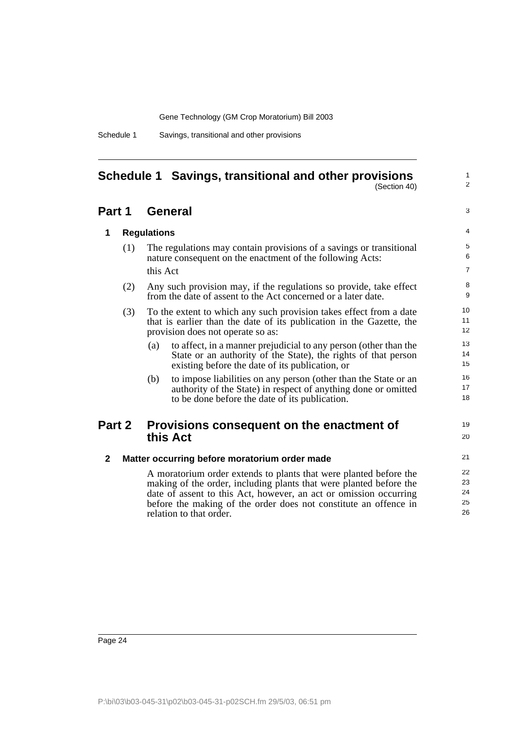# Schedule 1 Savings, transitional and other provisions

(Section 40)

## Part 1 General

### 1 Regulations

(1) The regulations may contain provisions of a savings or transitional nature consequent on the enactment of the following Acts:

this Act

(2) Any such provision may, if the regulations so provide, take effect from the date of assent to the Act concerned or a later date.

(3) To the extent to which any such provision takes effect from a date that is earlier than the date of its publication in the Gazette, the provision does not operate so as:

(a) to affect, in a manner prejudicial to any person (other than the State or an authority of the State), the rights of that person existing before the date of its publication, or

(b) to impose liabilities on any person (other than the State or an authority of the State) in respect of anything done or omitted to be done before the date of its publication.

## Part 2 Provisions consequent on the enactment of this Act

### 2 Matter occurring before moratorium order made

A moratorium order extends to plants that were planted before the making of the order, including plants that were planted before the date of assent to this Act, however, an act or omission occurring before the making of the order does not constitute an offence in relation to that order.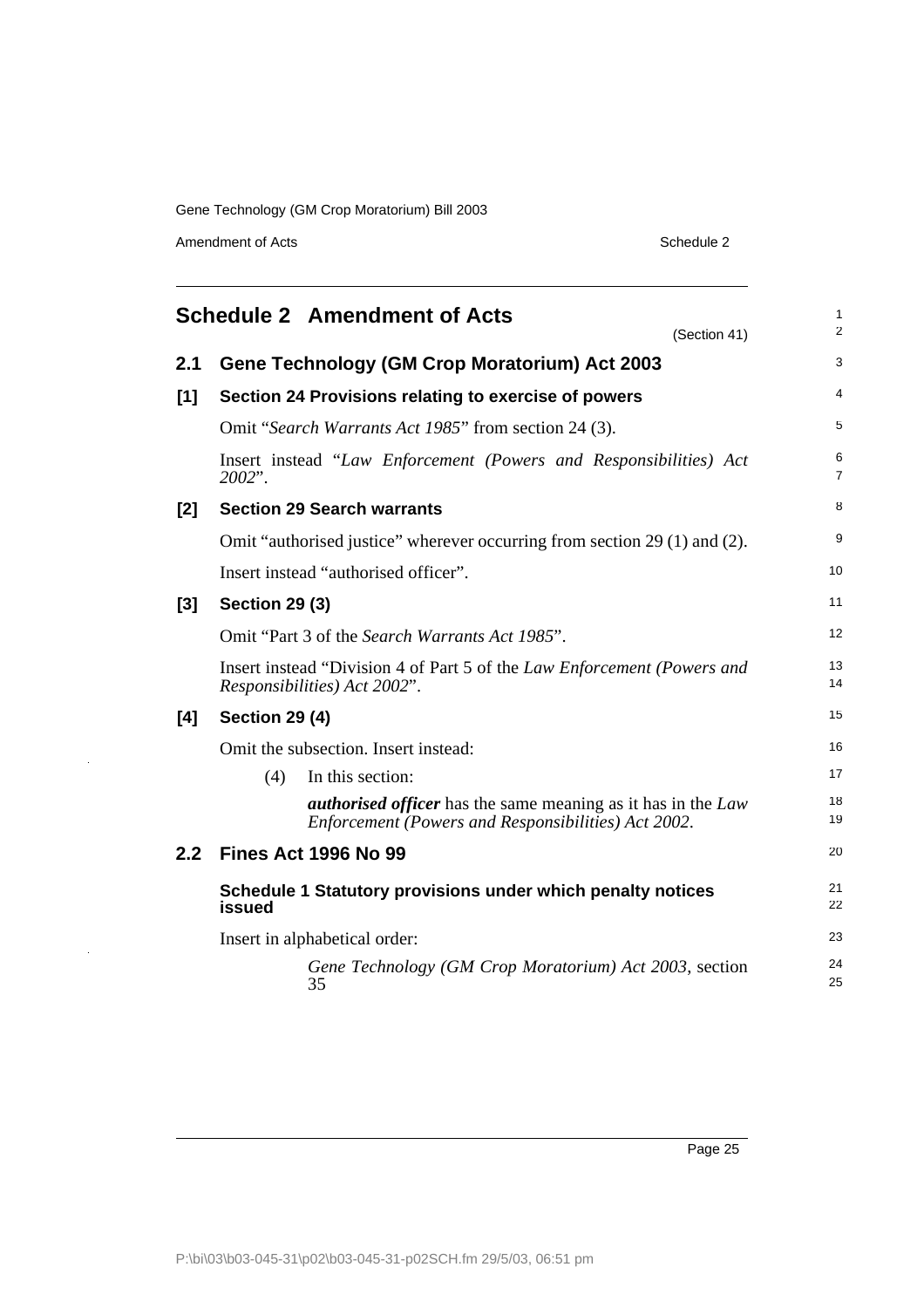## Schedule 2 Amendment of Acts

(Section 41)

### 2.1 Gene Technology (GM Crop Moratorium) Act 2003

**[1] Section 24 Provisions relating to exercise of powers**

Omit "*Search Warrants Act 1985*" from section 24 (3).

Insert instead "*Law Enforcement (Powers and Responsibilities) Act 2002*".

**[2] Section 29 Search warrants**

Omit "authorised justice" wherever occurring from section 29 (1) and (2).

Insert instead "authorised officer".

**[3] Section 29 (3)**

Omit "Part 3 of the *Search Warrants Act 1985*".

Insert instead "Division 4 of Part 5 of the *Law Enforcement (Powers and Responsibilities) Act 2002*".

**[4] Section 29 (4)**

Omit the subsection. Insert instead:

(4) In this section:

***authorised officer*** has the same meaning as it has in the *Law Enforcement (Powers and Responsibilities) Act 2002*.

### 2.2 Fines Act 1996 No 99

**Schedule 1 Statutory provisions under which penalty notices issued**

Insert in alphabetical order:

*Gene Technology (GM Crop Moratorium) Act 2003*, section 35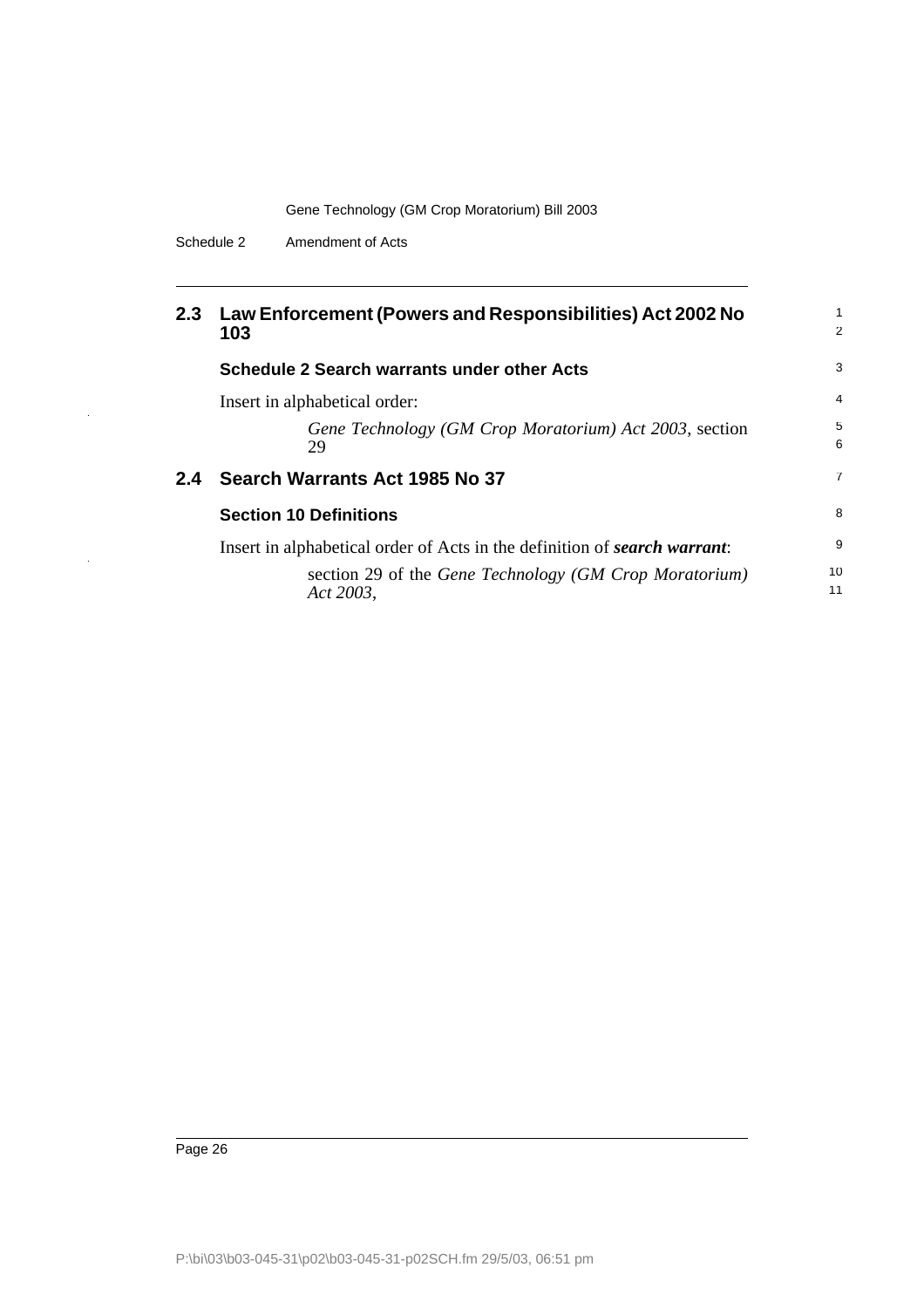## 2.3 Law Enforcement (Powers and Responsibilities) Act 2002 No 103

### Schedule 2 Search warrants under other Acts

Insert in alphabetical order:

> *Gene Technology (GM Crop Moratorium) Act 2003*, section 29

## 2.4 Search Warrants Act 1985 No 37

### Section 10 Definitions

Insert in alphabetical order of Acts in the definition of ***search warrant***:

> section 29 of the *Gene Technology (GM Crop Moratorium) Act 2003*,